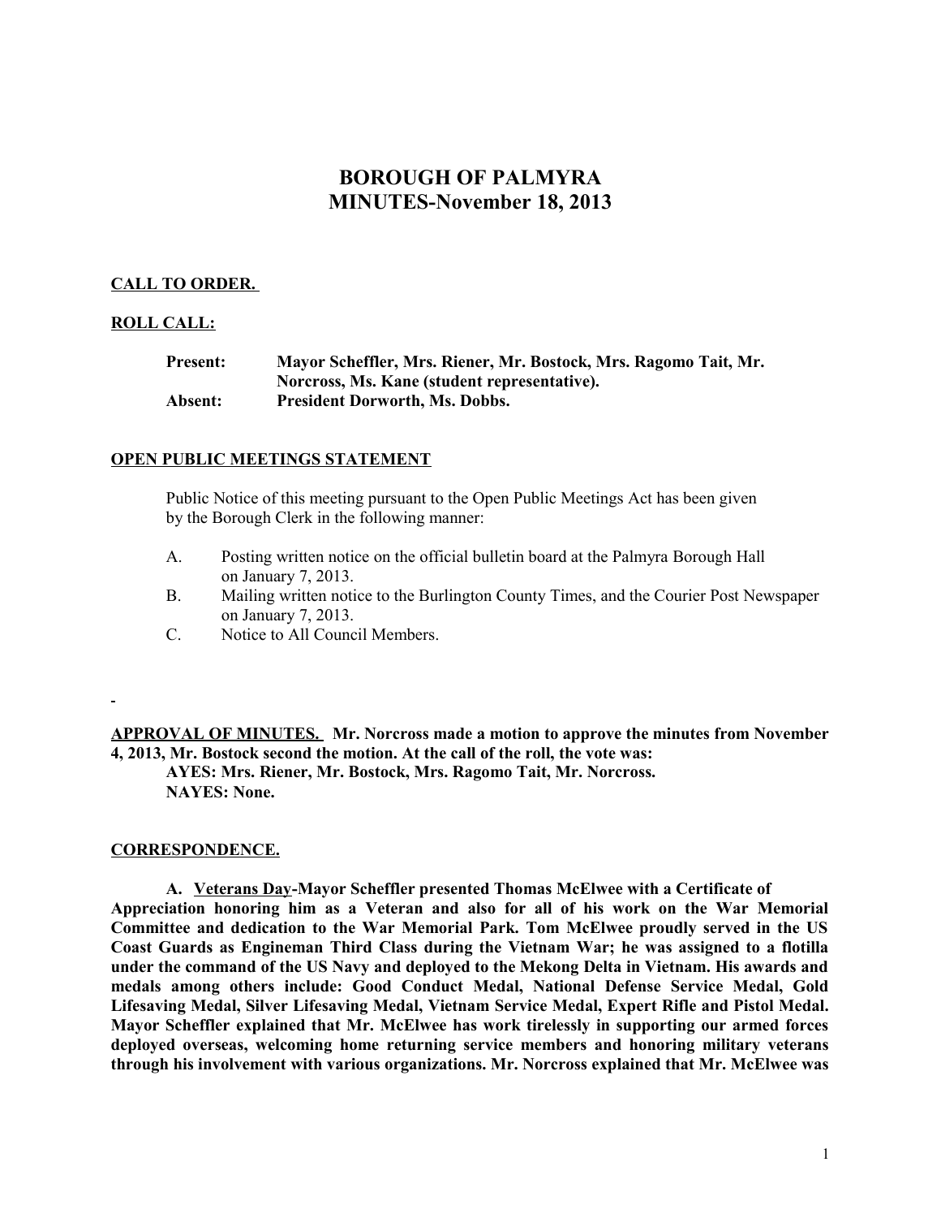# BOROUGH OF PALMYRA
# MINUTES-November 18, 2013

**CALL TO ORDER.**

**ROLL CALL:**

**Present:** **Mayor Scheffler, Mrs. Riener, Mr. Bostock, Mrs. Ragomo Tait, Mr. Norcross, Ms. Kane (student representative).**
**Absent:** **President Dorworth, Ms. Dobbs.**

**OPEN PUBLIC MEETINGS STATEMENT**

Public Notice of this meeting pursuant to the Open Public Meetings Act has been given by the Borough Clerk in the following manner:

A. Posting written notice on the official bulletin board at the Palmyra Borough Hall on January 7, 2013.
B. Mailing written notice to the Burlington County Times, and the Courier Post Newspaper on January 7, 2013.
C. Notice to All Council Members.

**APPROVAL OF MINUTES.** **Mr. Norcross made a motion to approve the minutes from November 4, 2013, Mr. Bostock second the motion. At the call of the roll, the vote was:**
**AYES: Mrs. Riener, Mr. Bostock, Mrs. Ragomo Tait, Mr. Norcross.**
**NAYES: None.**

**CORRESPONDENCE.**

**A. Veterans Day-Mayor Scheffler presented Thomas McElwee with a Certificate of Appreciation honoring him as a Veteran and also for all of his work on the War Memorial Committee and dedication to the War Memorial Park. Tom McElwee proudly served in the US Coast Guards as Engineman Third Class during the Vietnam War; he was assigned to a flotilla under the command of the US Navy and deployed to the Mekong Delta in Vietnam. His awards and medals among others include: Good Conduct Medal, National Defense Service Medal, Gold Lifesaving Medal, Silver Lifesaving Medal, Vietnam Service Medal, Expert Rifle and Pistol Medal. Mayor Scheffler explained that Mr. McElwee has work tirelessly in supporting our armed forces deployed overseas, welcoming home returning service members and honoring military veterans through his involvement with various organizations. Mr. Norcross explained that Mr. McElwee was**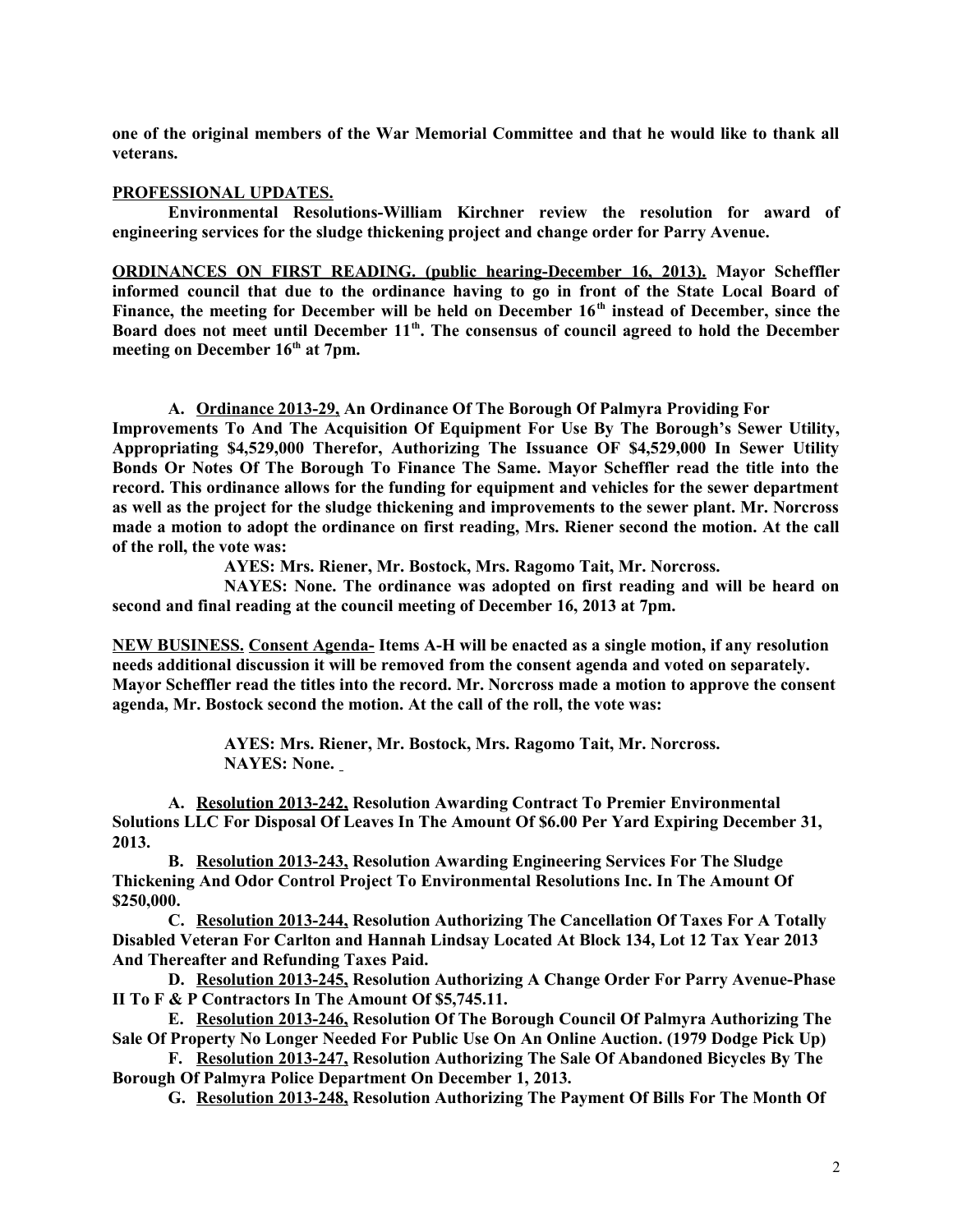**one of the original members of the War Memorial Committee and that he would like to thank all veterans.**

**PROFESSIONAL UPDATES.**

**Environmental Resolutions-William Kirchner review the resolution for award of engineering services for the sludge thickening project and change order for Parry Avenue.**

**ORDINANCES ON FIRST READING. (public hearing-December 16, 2013). Mayor Scheffler informed council that due to the ordinance having to go in front of the State Local Board of Finance, the meeting for December will be held on December 16th instead of December, since the Board does not meet until December 11th. The consensus of council agreed to hold the December meeting on December 16th at 7pm.**

**A. Ordinance 2013-29, An Ordinance Of The Borough Of Palmyra Providing For Improvements To And The Acquisition Of Equipment For Use By The Borough's Sewer Utility, Appropriating $4,529,000 Therefor, Authorizing The Issuance OF $4,529,000 In Sewer Utility Bonds Or Notes Of The Borough To Finance The Same. Mayor Scheffler read the title into the record. This ordinance allows for the funding for equipment and vehicles for the sewer department as well as the project for the sludge thickening and improvements to the sewer plant. Mr. Norcross made a motion to adopt the ordinance on first reading, Mrs. Riener second the motion. At the call of the roll, the vote was:**

**AYES: Mrs. Riener, Mr. Bostock, Mrs. Ragomo Tait, Mr. Norcross.**

**NAYES: None. The ordinance was adopted on first reading and will be heard on second and final reading at the council meeting of December 16, 2013 at 7pm.**

**NEW BUSINESS. Consent Agenda- Items A-H will be enacted as a single motion, if any resolution needs additional discussion it will be removed from the consent agenda and voted on separately. Mayor Scheffler read the titles into the record. Mr. Norcross made a motion to approve the consent agenda, Mr. Bostock second the motion. At the call of the roll, the vote was:**

**AYES: Mrs. Riener, Mr. Bostock, Mrs. Ragomo Tait, Mr. Norcross.**
**NAYES: None.**

**A. Resolution 2013-242, Resolution Awarding Contract To Premier Environmental Solutions LLC For Disposal Of Leaves In The Amount Of $6.00 Per Yard Expiring December 31, 2013.**

**B. Resolution 2013-243, Resolution Awarding Engineering Services For The Sludge Thickening And Odor Control Project To Environmental Resolutions Inc. In The Amount Of $250,000.**

**C. Resolution 2013-244, Resolution Authorizing The Cancellation Of Taxes For A Totally Disabled Veteran For Carlton and Hannah Lindsay Located At Block 134, Lot 12 Tax Year 2013 And Thereafter and Refunding Taxes Paid.**

**D. Resolution 2013-245, Resolution Authorizing A Change Order For Parry Avenue-Phase II To F & P Contractors In The Amount Of $5,745.11.**

**E. Resolution 2013-246, Resolution Of The Borough Council Of Palmyra Authorizing The Sale Of Property No Longer Needed For Public Use On An Online Auction. (1979 Dodge Pick Up)**

**F. Resolution 2013-247, Resolution Authorizing The Sale Of Abandoned Bicycles By The Borough Of Palmyra Police Department On December 1, 2013.**

**G. Resolution 2013-248, Resolution Authorizing The Payment Of Bills For The Month Of**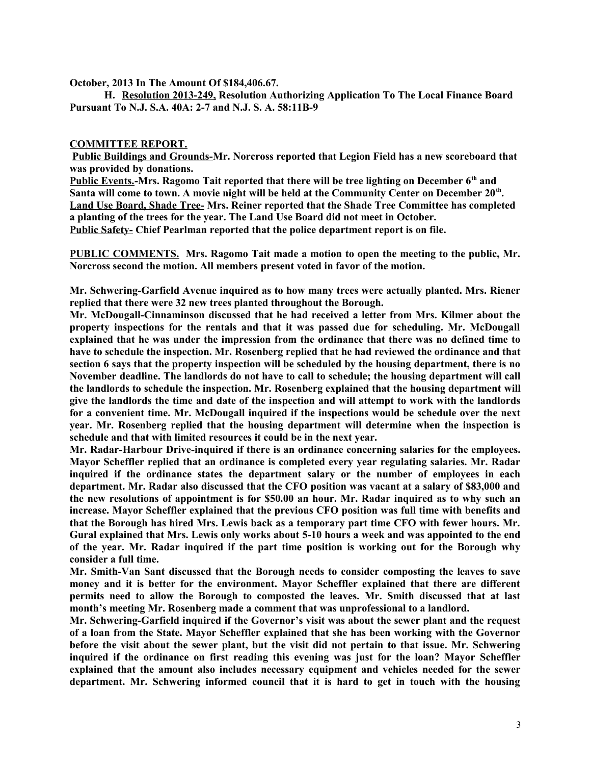**October, 2013 In The Amount Of $184,406.67.**

**H. <u>Resolution 2013-249,</u> Resolution Authorizing Application To The Local Finance Board Pursuant To N.J. S.A. 40A: 2-7 and N.J. S. A. 58:11B-9**

**<u>COMMITTEE REPORT.</u>**

**<u>Public Buildings and Grounds-</u>Mr. Norcross reported that Legion Field has a new scoreboard that was provided by donations.**

**<u>Public Events.</u>-Mrs. Ragomo Tait reported that there will be tree lighting on December 6th and Santa will come to town. A movie night will be held at the Community Center on December 20th.**

**<u>Land Use Board, Shade Tree-</u> Mrs. Reiner reported that the Shade Tree Committee has completed a planting of the trees for the year. The Land Use Board did not meet in October.**

**<u>Public Safety-</u> Chief Pearlman reported that the police department report is on file.**

**<u>PUBLIC COMMENTS.</u> Mrs. Ragomo Tait made a motion to open the meeting to the public, Mr. Norcross second the motion. All members present voted in favor of the motion.**

**Mr. Schwering-Garfield Avenue inquired as to how many trees were actually planted. Mrs. Riener replied that there were 32 new trees planted throughout the Borough.**

**Mr. McDougall-Cinnaminson discussed that he had received a letter from Mrs. Kilmer about the property inspections for the rentals and that it was passed due for scheduling. Mr. McDougall explained that he was under the impression from the ordinance that there was no defined time to have to schedule the inspection. Mr. Rosenberg replied that he had reviewed the ordinance and that section 6 says that the property inspection will be scheduled by the housing department, there is no November deadline. The landlords do not have to call to schedule; the housing department will call the landlords to schedule the inspection. Mr. Rosenberg explained that the housing department will give the landlords the time and date of the inspection and will attempt to work with the landlords for a convenient time. Mr. McDougall inquired if the inspections would be schedule over the next year. Mr. Rosenberg replied that the housing department will determine when the inspection is schedule and that with limited resources it could be in the next year.**

**Mr. Radar-Harbour Drive-inquired if there is an ordinance concerning salaries for the employees. Mayor Scheffler replied that an ordinance is completed every year regulating salaries. Mr. Radar inquired if the ordinance states the department salary or the number of employees in each department. Mr. Radar also discussed that the CFO position was vacant at a salary of $83,000 and the new resolutions of appointment is for $50.00 an hour. Mr. Radar inquired as to why such an increase. Mayor Scheffler explained that the previous CFO position was full time with benefits and that the Borough has hired Mrs. Lewis back as a temporary part time CFO with fewer hours. Mr. Gural explained that Mrs. Lewis only works about 5-10 hours a week and was appointed to the end of the year. Mr. Radar inquired if the part time position is working out for the Borough why consider a full time.**

**Mr. Smith-Van Sant discussed that the Borough needs to consider composting the leaves to save money and it is better for the environment. Mayor Scheffler explained that there are different permits need to allow the Borough to composted the leaves. Mr. Smith discussed that at last month's meeting Mr. Rosenberg made a comment that was unprofessional to a landlord.**

**Mr. Schwering-Garfield inquired if the Governor's visit was about the sewer plant and the request of a loan from the State. Mayor Scheffler explained that she has been working with the Governor before the visit about the sewer plant, but the visit did not pertain to that issue. Mr. Schwering inquired if the ordinance on first reading this evening was just for the loan? Mayor Scheffler explained that the amount also includes necessary equipment and vehicles needed for the sewer department. Mr. Schwering informed council that it is hard to get in touch with the housing**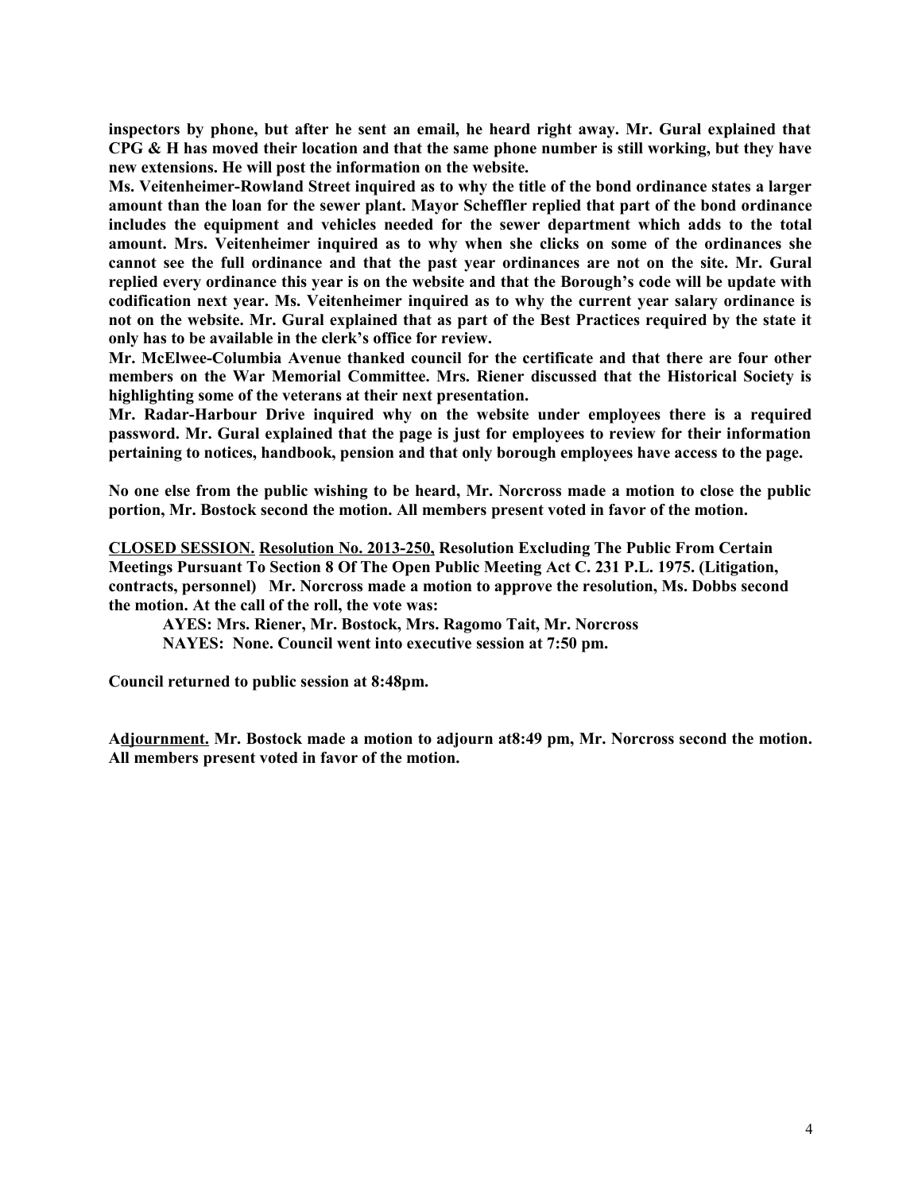**inspectors by phone, but after he sent an email, he heard right away. Mr. Gural explained that CPG & H has moved their location and that the same phone number is still working, but they have new extensions. He will post the information on the website.**

**Ms. Veitenheimer-Rowland Street inquired as to why the title of the bond ordinance states a larger amount than the loan for the sewer plant. Mayor Scheffler replied that part of the bond ordinance includes the equipment and vehicles needed for the sewer department which adds to the total amount. Mrs. Veitenheimer inquired as to why when she clicks on some of the ordinances she cannot see the full ordinance and that the past year ordinances are not on the site. Mr. Gural replied every ordinance this year is on the website and that the Borough's code will be update with codification next year. Ms. Veitenheimer inquired as to why the current year salary ordinance is not on the website. Mr. Gural explained that as part of the Best Practices required by the state it only has to be available in the clerk's office for review.**

**Mr. McElwee-Columbia Avenue thanked council for the certificate and that there are four other members on the War Memorial Committee. Mrs. Riener discussed that the Historical Society is highlighting some of the veterans at their next presentation.**

**Mr. Radar-Harbour Drive inquired why on the website under employees there is a required password. Mr. Gural explained that the page is just for employees to review for their information pertaining to notices, handbook, pension and that only borough employees have access to the page.**

**No one else from the public wishing to be heard, Mr. Norcross made a motion to close the public portion, Mr. Bostock second the motion. All members present voted in favor of the motion.**

**<u>CLOSED SESSION.</u> <u>Resolution No. 2013-250,</u> Resolution Excluding The Public From Certain Meetings Pursuant To Section 8 Of The Open Public Meeting Act C. 231 P.L. 1975. (Litigation, contracts, personnel) Mr. Norcross made a motion to approve the resolution, Ms. Dobbs second the motion. At the call of the roll, the vote was:**

**AYES: Mrs. Riener, Mr. Bostock, Mrs. Ragomo Tait, Mr. Norcross**
**NAYES: None. Council went into executive session at 7:50 pm.**

**Council returned to public session at 8:48pm.**

**Ad<u>journment.</u> Mr. Bostock made a motion to adjourn at8:49 pm, Mr. Norcross second the motion. All members present voted in favor of the motion.**